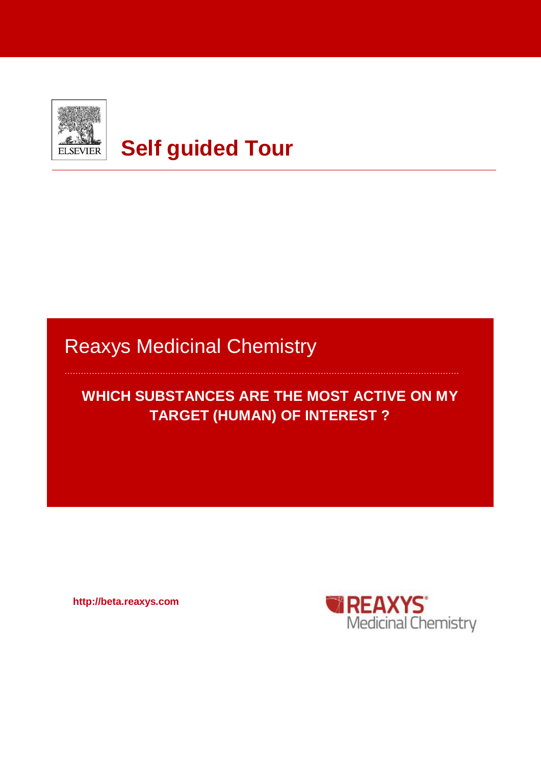ELSEVIER

# Self guided Tour

## Reaxys Medicinal Chemistry

### WHICH SUBSTANCES ARE THE MOST ACTIVE ON MY TARGET (HUMAN) OF INTEREST ?

**http://beta.reaxys.com**

REAXYS® Medicinal Chemistry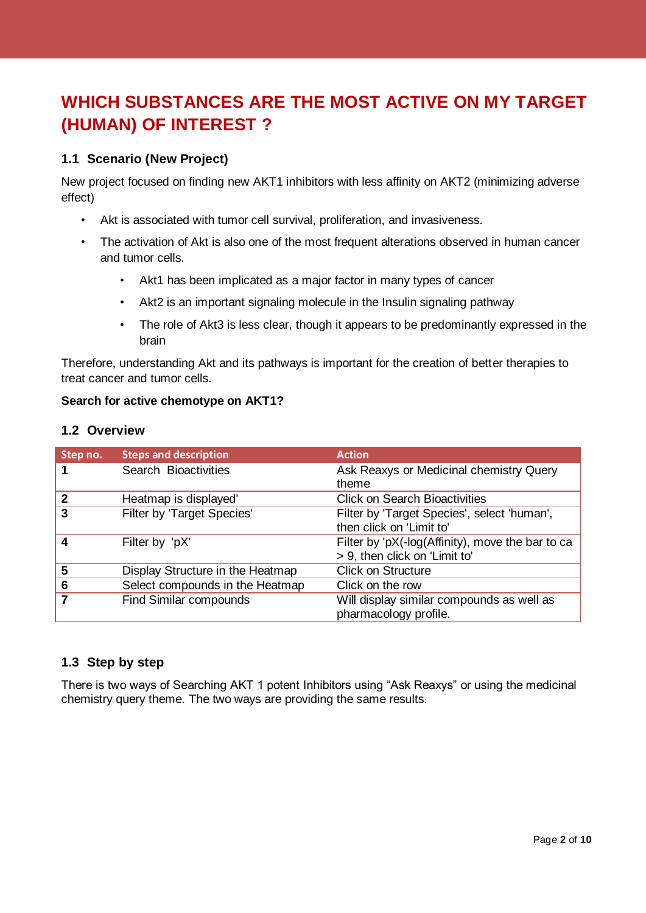# WHICH SUBSTANCES ARE THE MOST ACTIVE ON MY TARGET (HUMAN) OF INTEREST ?

## 1.1 Scenario (New Project)

New project focused on finding new AKT1 inhibitors with less affinity on AKT2 (minimizing adverse effect)

- Akt is associated with tumor cell survival, proliferation, and invasiveness.
- The activation of Akt is also one of the most frequent alterations observed in human cancer and tumor cells.
  - Akt1 has been implicated as a major factor in many types of cancer
  - Akt2 is an important signaling molecule in the Insulin signaling pathway
  - The role of Akt3 is less clear, though it appears to be predominantly expressed in the brain

Therefore, understanding Akt and its pathways is important for the creation of better therapies to treat cancer and tumor cells.

**Search for active chemotype on AKT1?**

## 1.2 Overview

| Step no. | Steps and description | Action |
|---|---|---|
| 1 | Search Bioactivities | Ask Reaxys or Medicinal chemistry Query theme |
| 2 | Heatmap is displayed' | Click on Search Bioactivities |
| 3 | Filter by 'Target Species' | Filter by 'Target Species', select 'human', then click on 'Limit to' |
| 4 | Filter by 'pX' | Filter by 'pX(-log(Affinity), move the bar to ca > 9, then click on 'Limit to' |
| 5 | Display Structure in the Heatmap | Click on Structure |
| 6 | Select compounds in the Heatmap | Click on the row |
| 7 | Find Similar compounds | Will display similar compounds as well as pharmacology profile. |

## 1.3 Step by step

There is two ways of Searching AKT 1 potent Inhibitors using "Ask Reaxys" or using the medicinal chemistry query theme. The two ways are providing the same results.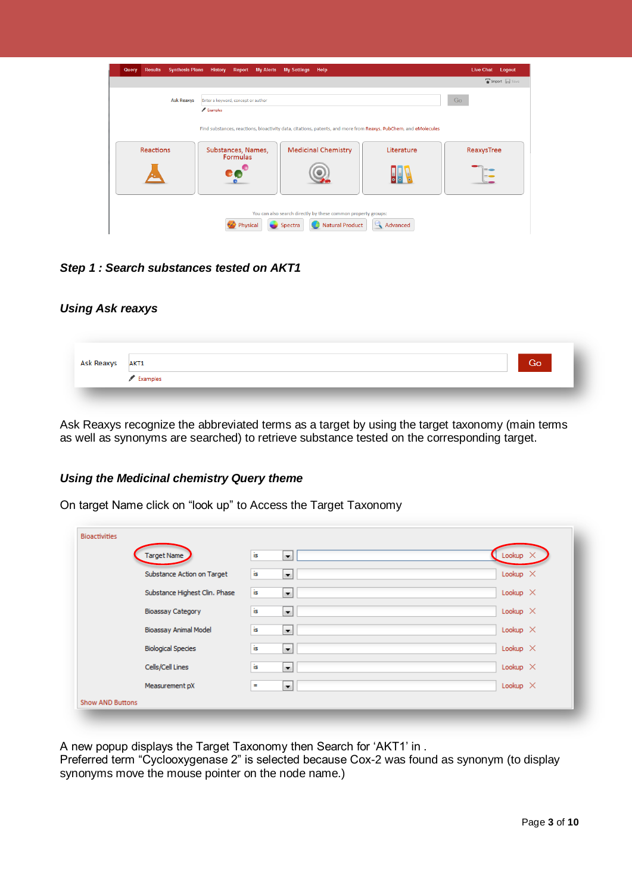*Step 1 : Search substances tested on AKT1*

*Using Ask reaxys*

Ask Reaxys recognize the abbreviated terms as a target by using the target taxonomy (main terms as well as synonyms are searched) to retrieve substance tested on the corresponding target.

*Using the Medicinal chemistry Query theme*

On target Name click on “look up” to Access the Target Taxonomy

A new popup displays the Target Taxonomy then Search for ‘AKT1’ in .
Preferred term “Cyclooxygenase 2” is selected because Cox-2 was found as synonym (to display synonyms move the mouse pointer on the node name.)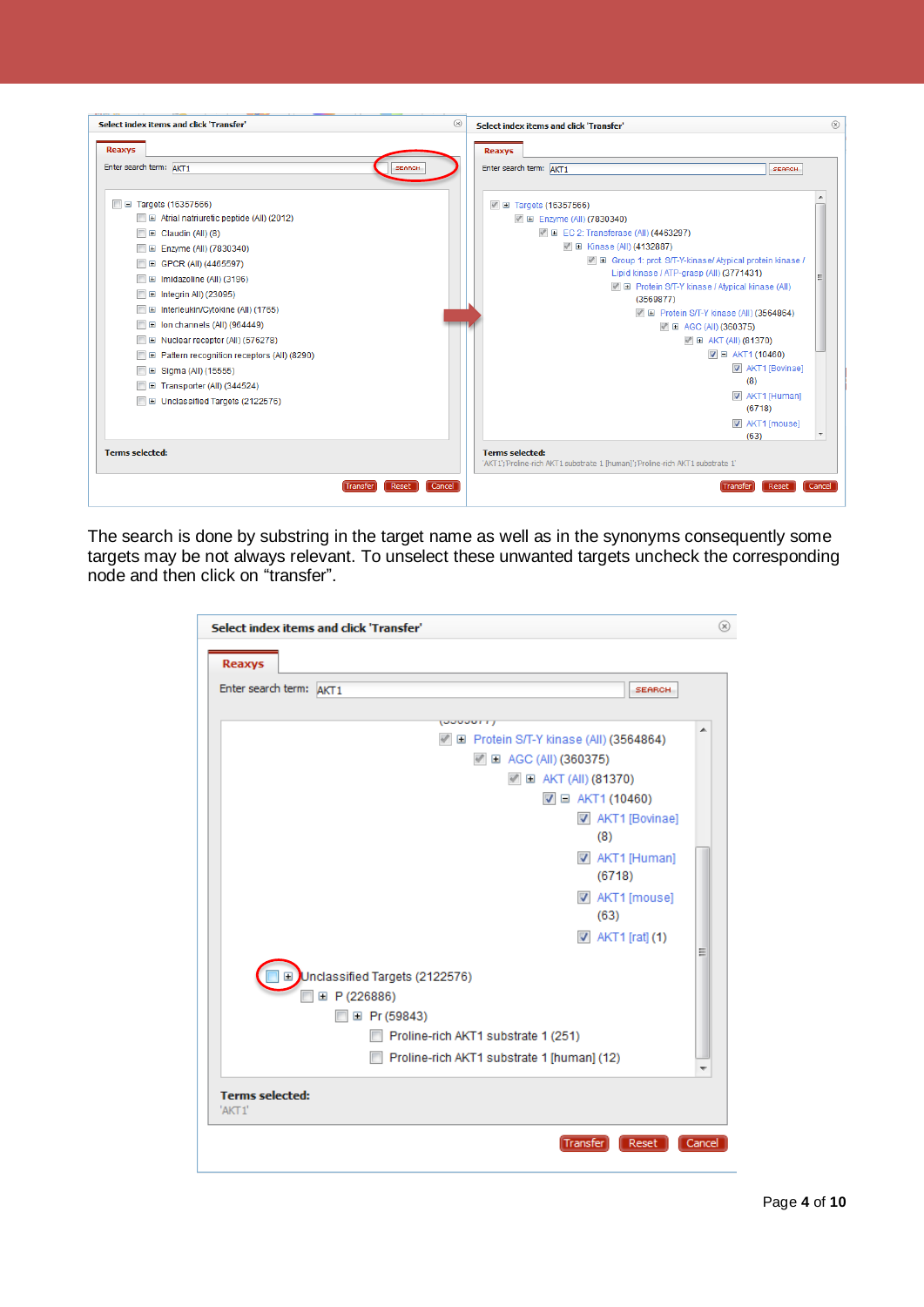The search is done by substring in the target name as well as in the synonyms consequently some targets may be not always relevant. To unselect these unwanted targets uncheck the corresponding node and then click on “transfer”.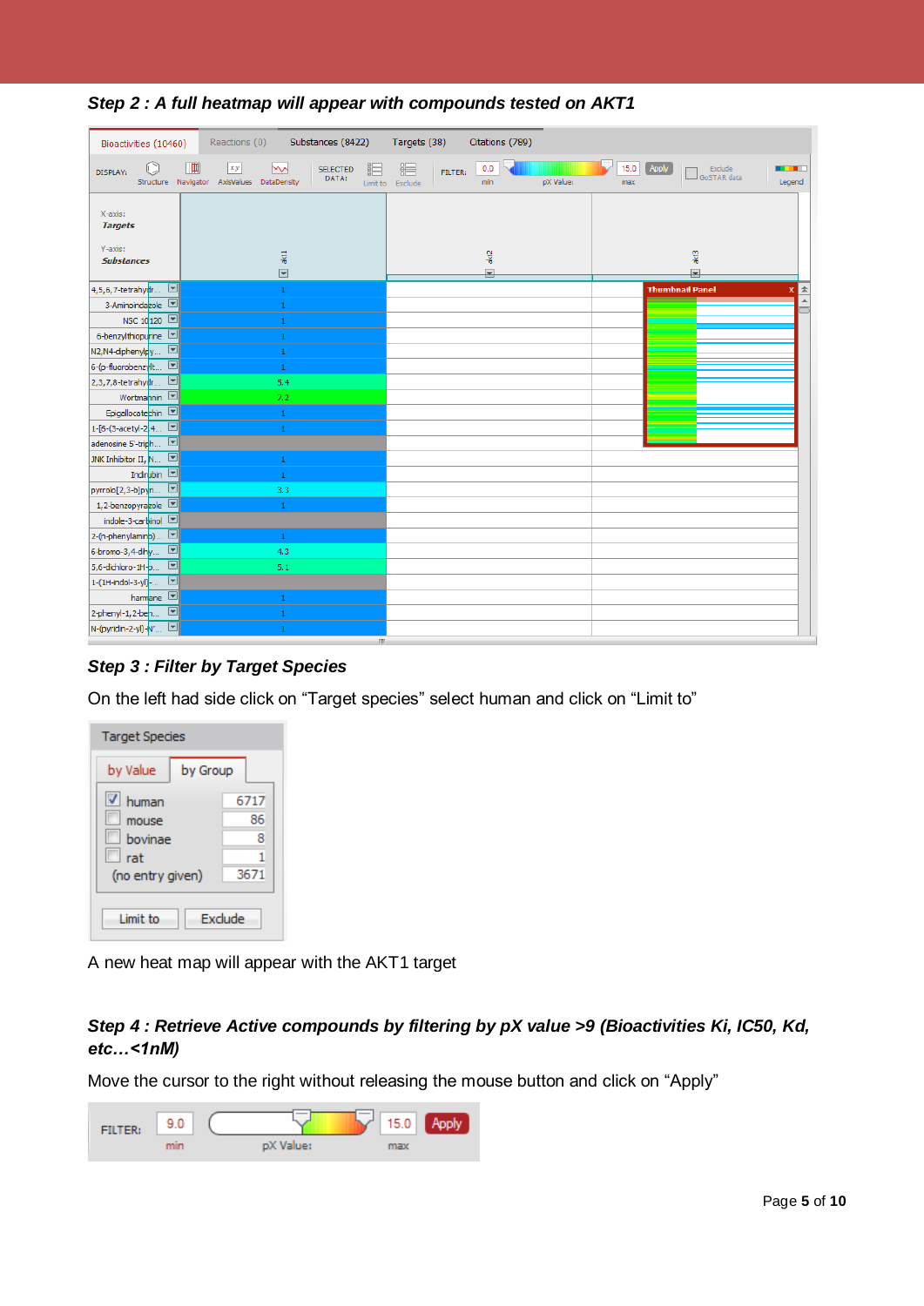***Step 2 : A full heatmap will appear with compounds tested on AKT1***

***Step 3 : Filter by Target Species***

On the left had side click on “Target species” select human and click on “Limit to”

A new heat map will appear with the AKT1 target

***Step 4 : Retrieve Active compounds by filtering by pX value >9 (Bioactivities Ki, IC50, Kd, etc…<1nM)***

Move the cursor to the right without releasing the mouse button and click on “Apply”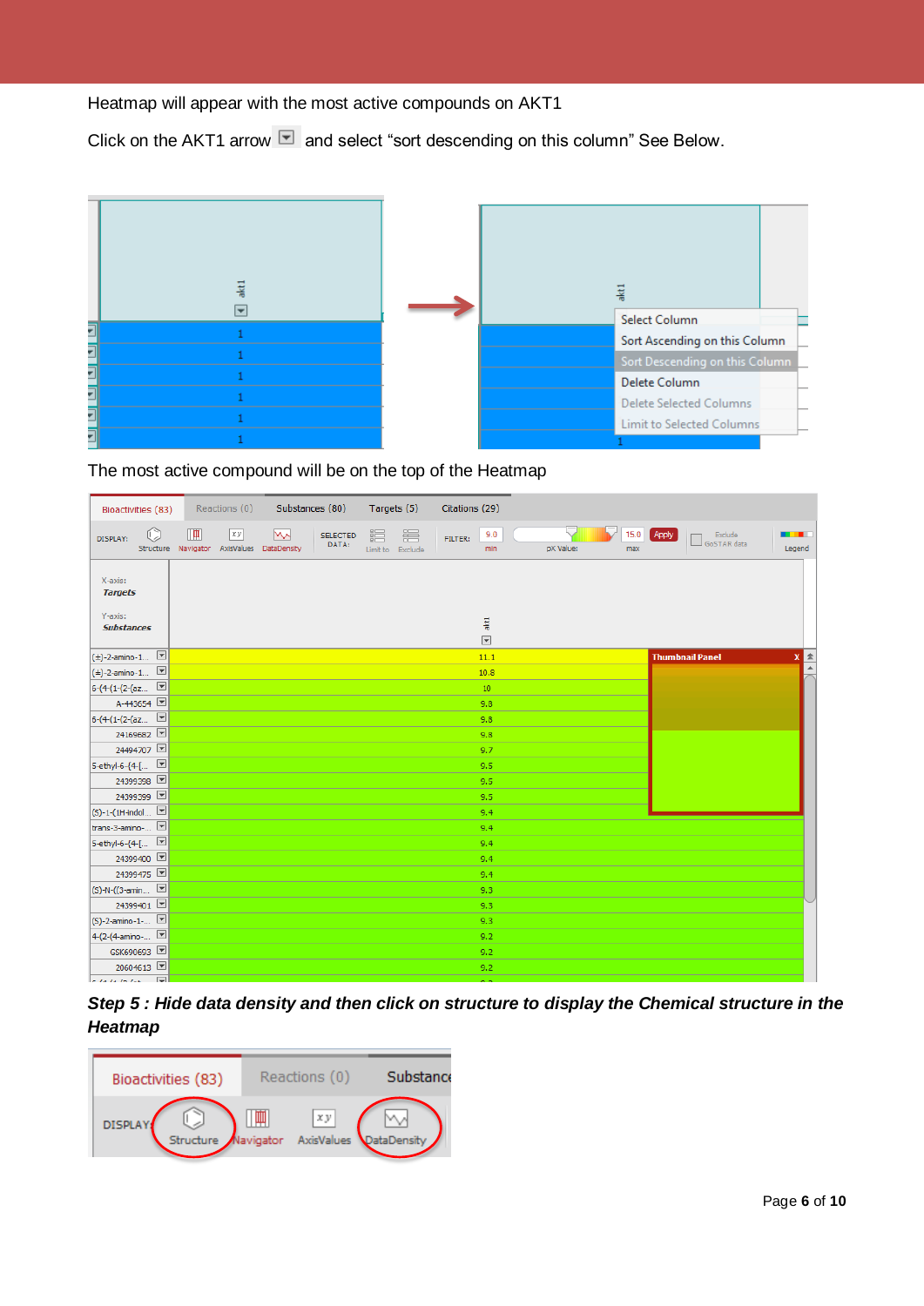Heatmap will appear with the most active compounds on AKT1

Click on the AKT1 arrow and select “sort descending on this column” See Below.

The most active compound will be on the top of the Heatmap

***Step 5 : Hide data density and then click on structure to display the Chemical structure in the Heatmap***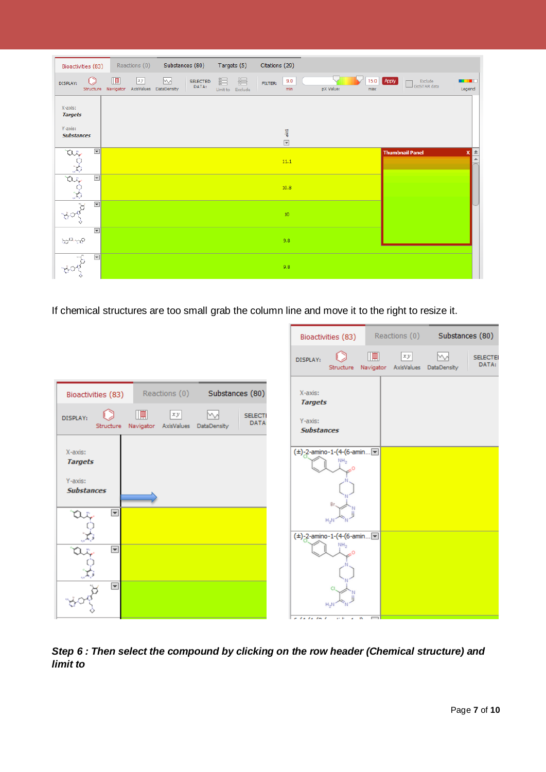If chemical structures are too small grab the column line and move it to the right to resize it.

***Step 6 : Then select the compound by clicking on the row header (Chemical structure) and limit to***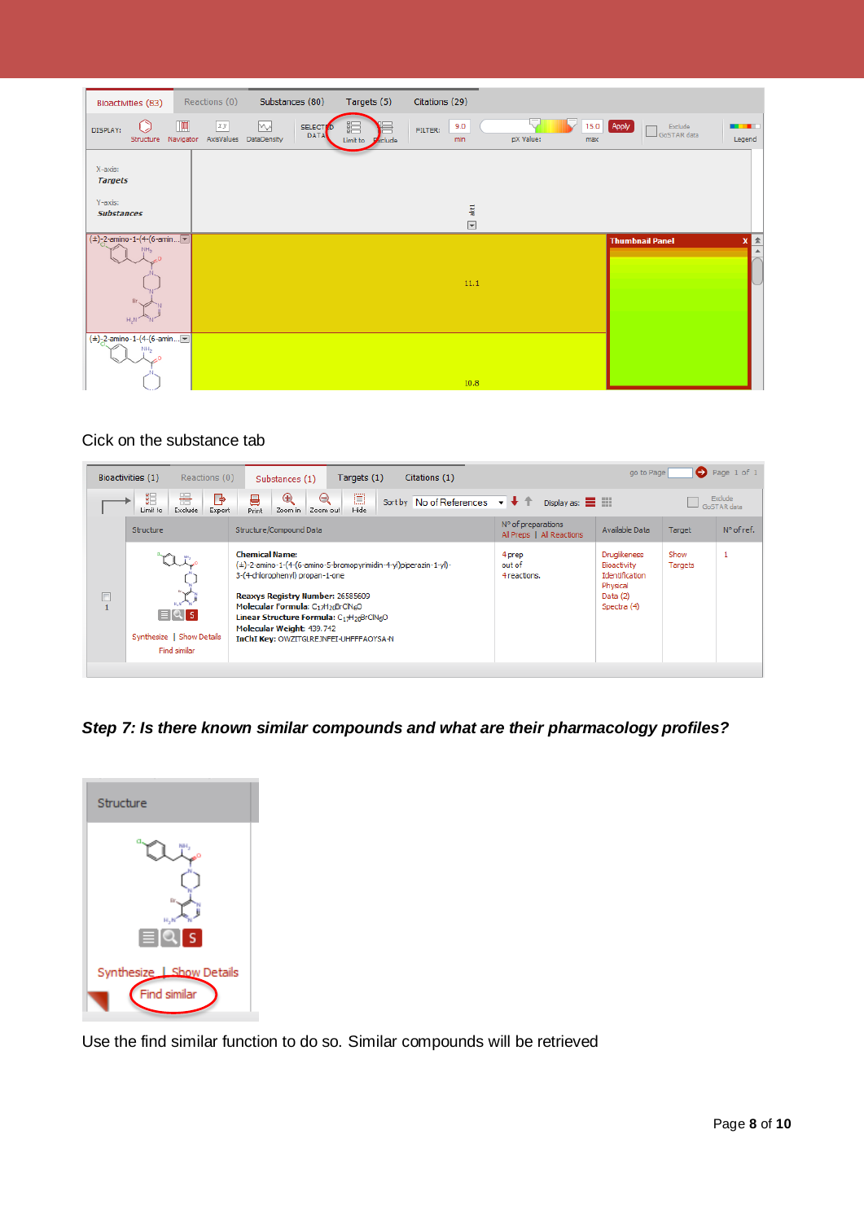Cick on the substance tab

***Step 7: Is there known similar compounds and what are their pharmacology profiles?***

Use the find similar function to do so. Similar compounds will be retrieved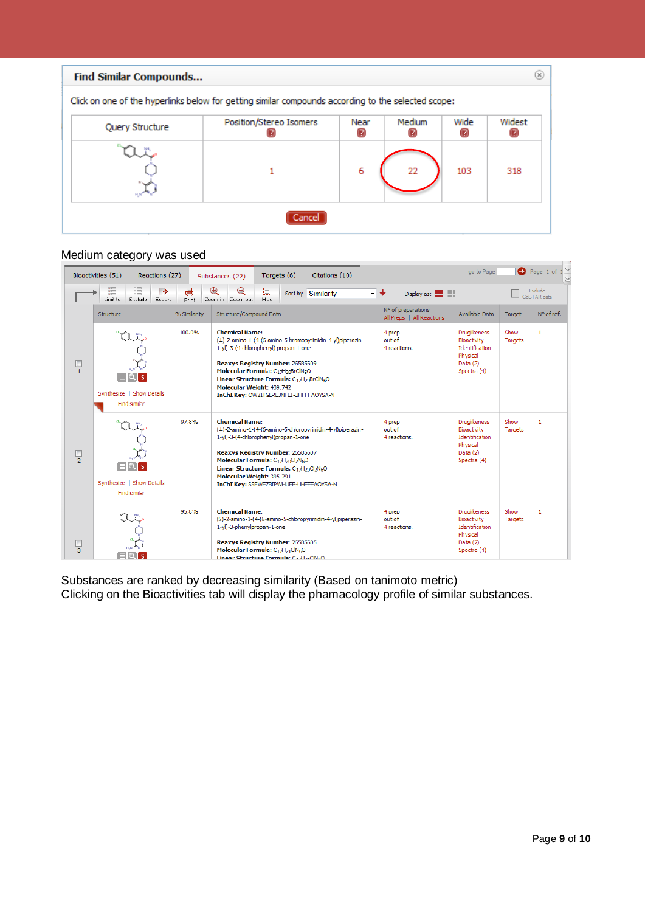**Find Similar Compounds...**

Click on one of the hyperlinks below for getting similar compounds according to the selected scope:

| Query Structure | Position/Stereo Isomers | Near | Medium | Wide | Widest |
|---|---|---|---|---|---|
| | 1 | 6 | 22 | 103 | 318 |

Cancel

Medium category was used

Bioactivities (51) | Reactions (27) | Substances (22) | Targets (6) | Citations (10)

| Structure | % Similarity | Structure/Compound Data | N° of preparations | Available Data | Target | N° of ref. |
|---|---|---|---|---|---|---|
| Synthesize \| Show Details Find similar | 100.0% | **Chemical Name:** (±)-2-amino-1-(4-(6-amino-5-bromopyrimidin-4-yl)piperazin-1-yl)-3-(4-chlorophenyl) propan-1-one **Reaxys Registry Number:** 26585609 **Molecular Formula:** $C_{17}H_{20}BrClN_6O$ **Linear Structure Formula:** $C_{17}H_{20}BrClN_6O$ **Molecular Weight:** 439.742 **InChI Key:** OWZITGLREJNFEI-UHFFFAOYSA-N | 4 prep out of 4 reactions. | Druglikeness Bioactivity Identification Physical Data (2) Spectra (4) | Show Targets | 1 |
| Synthesize \| Show Details Find similar | 97.8% | **Chemical Name:** (±)-2-amino-1-(4-(6-amino-5-chloropyrimidin-4-yl)piperazin-1-yl)-3-(4-chlorophenyl)propan-1-one **Reaxys Registry Number:** 26585607 **Molecular Formula:** $C_{17}H_{20}Cl_2N_6O$ **Linear Structure Formula:** $C_{17}H_{20}Cl_2N_6O$ **Molecular Weight:** 395.291 **InChI Key:** SSFWFZBIPWHUFP-UHFFFAOYSA-N | 4 prep out of 4 reactions. | Druglikeness Bioactivity Identification Physical Data (2) Spectra (4) | Show Targets | 1 |
| | 95.8% | **Chemical Name:** (S)-2-amino-1-(4-(6-amino-5-chloropyrimidin-4-yl)piperazin-1-yl)-3-phenylpropan-1-one **Reaxys Registry Number:** 26585605 **Molecular Formula:** $C_{17}H_{21}ClN_6O$ **Linear Structure Formula:** $C_{17}H_{21}ClN_6O$ | 4 prep out of 4 reactions. | Druglikeness Bioactivity Identification Physical Data (2) Spectra (4) | Show Targets | 1 |

Substances are ranked by decreasing similarity (Based on tanimoto metric)
Clicking on the Bioactivities tab will display the phamacology profile of similar substances.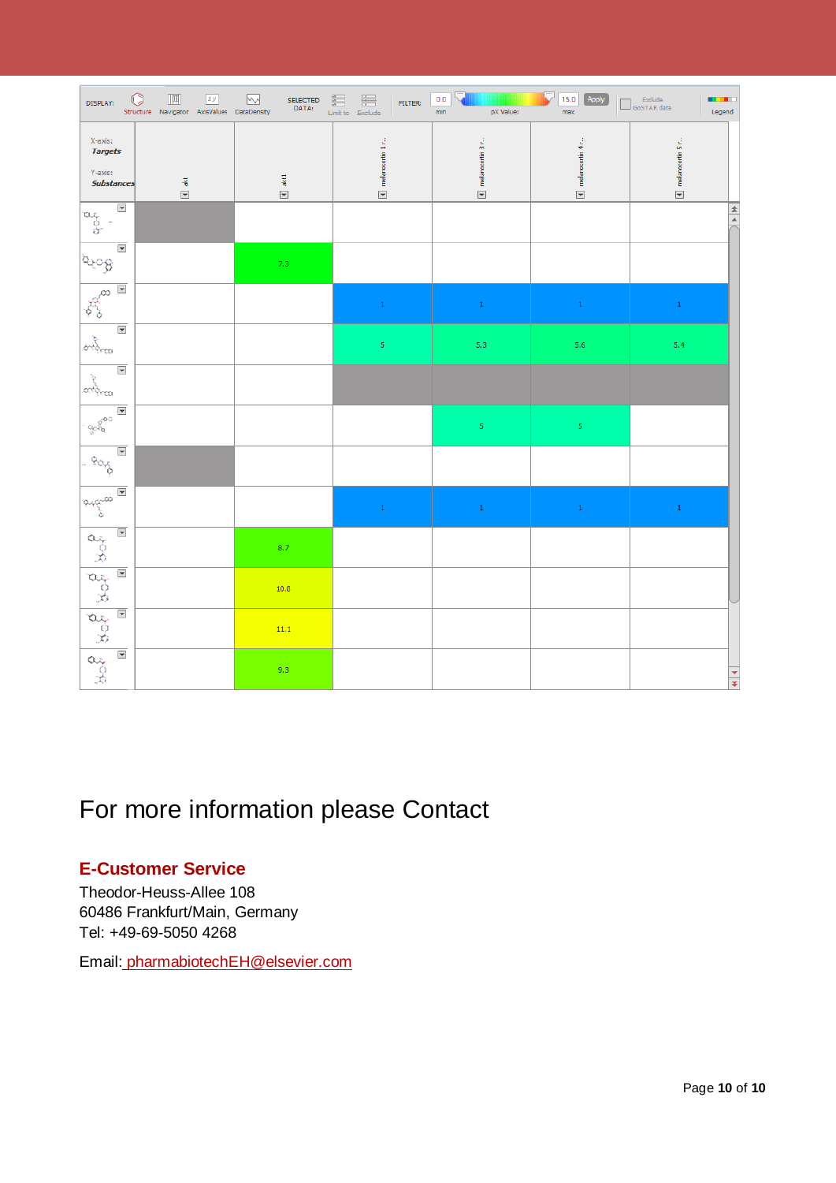DISPLAY: Structure Navigator AxisValues DataDensity SELECTED DATA: Limit to Exclude FILTER: 0.0 min pX Value: 15.0 max Apply Exclude GoSTAR data Legend

X-axis: *Targets*
Y-axis: *Substances*

| | akt | akt1 | melanocortin 1 r... | melanocortin 3 r... | melanocortin 4 r... | melanocortin 5 r... |
|---|---|---|---|---|---|---|
| | | | | | | |
| | | 7.3 | | | | |
| | | | 1 | 1 | 1 | 1 |
| | | | 5 | 5.3 | 5.6 | 5.4 |
| | | | | | | |
| | | | | 5 | 5 | |
| | | | | | | |
| | | | 1 | 1 | 1 | 1 |
| | | 8.7 | | | | |
| | | 10.8 | | | | |
| | | 11.1 | | | | |
| | | 9.3 | | | | |

# For more information please Contact

**E-Customer Service**
Theodor-Heuss-Allee 108
60486 Frankfurt/Main, Germany
Tel: +49-69-5050 4268

Email: pharmabiotechEH@elsevier.com